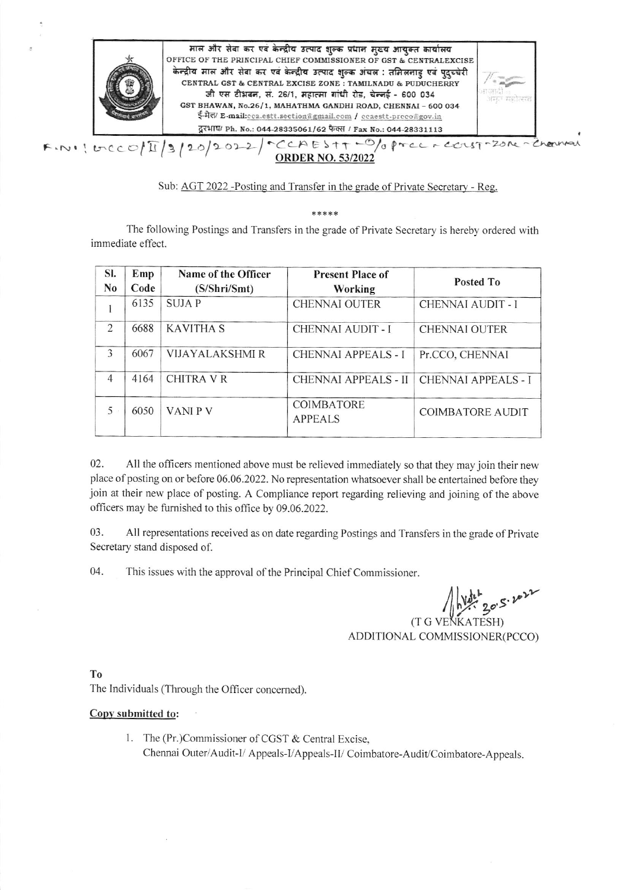माल और सेवा कर एवं केन्द्रीय उत्पाद शुल्क प्रधान मुख्य आयुक्त कार्यालय
OFFICE OF THE PRINCIPAL CHIEF COMMISSIONER OF GST & CENTRALEXCISE
केन्द्रीय माल और सेवा कर एवं केन्द्रीय उत्पाद शुल्क अंचल : तमिलनाडु एवं पुदुच्चेरी
CENTRAL GST & CENTRAL EXCISE ZONE : TAMILNADU & PUDUCHERRY
जी एस टीभवन, सं. 26/1, महात्मा गांधी रोड, चेन्नई - 600 034
GST BHAWAN, No.26/1, MAHATHMA GANDHI ROAD, CHENNAI – 600 034
ई-मेल/ E-mail:cca.estt.section@gmail.com / ccaestt-prcco@gov.in
दूरभाष/ Ph. No.: 044-28335061/62 फैक्स / Fax No.: 044-28331113

F.No.: GPCCO/II/3/20/2022/CCAESTT-O/o PrCC-CGST-Zone-Chennai

**ORDER NO. 53/2022**

Sub: AGT 2022 -Posting and Transfer in the grade of Private Secretary - Reg.

\*\*\*\*\*

The following Postings and Transfers in the grade of Private Secretary is hereby ordered with immediate effect.

| Sl. No | Emp Code | Name of the Officer (S/Shri/Smt) | Present Place of Working | Posted To |
|---|---|---|---|---|
| 1 | 6135 | SUJA P | CHENNAI OUTER | CHENNAI AUDIT - I |
| 2 | 6688 | KAVITHA S | CHENNAI AUDIT - I | CHENNAI OUTER |
| 3 | 6067 | VIJAYALAKSHMI R | CHENNAI APPEALS - I | Pr.CCO, CHENNAI |
| 4 | 4164 | CHITRA V R | CHENNAI APPEALS - II | CHENNAI APPEALS - I |
| 5 | 6050 | VANI P V | COIMBATORE APPEALS | COIMBATORE AUDIT |

02. All the officers mentioned above must be relieved immediately so that they may join their new place of posting on or before 06.06.2022. No representation whatsoever shall be entertained before they join at their new place of posting. A Compliance report regarding relieving and joining of the above officers may be furnished to this office by 09.06.2022.

03. All representations received as on date regarding Postings and Transfers in the grade of Private Secretary stand disposed of.

04. This issues with the approval of the Principal Chief Commissioner.

20.5.2022
(T G VENKATESH)
ADDITIONAL COMMISSIONER(PCCO)

**To**

The Individuals (Through the Officer concerned).

**Copy submitted to:**

1. The (Pr.)Commissioner of CGST & Central Excise, Chennai Outer/Audit-I/ Appeals-I/Appeals-II/ Coimbatore-Audit/Coimbatore-Appeals.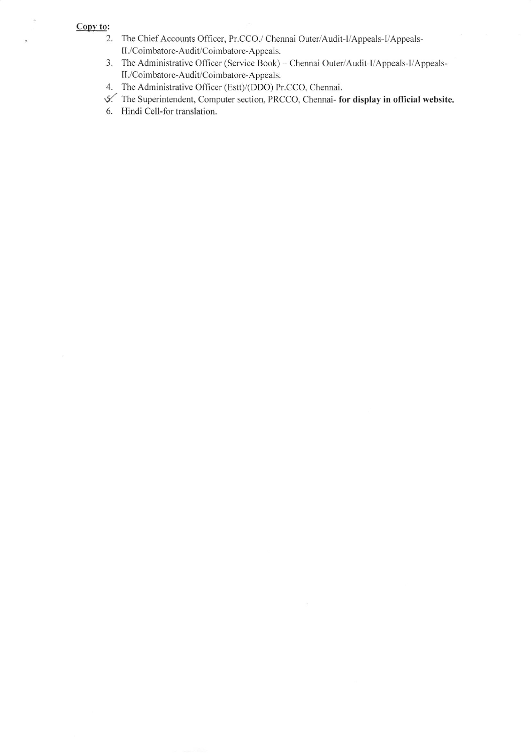**Copy to:**

2. The Chief Accounts Officer, Pr.CCO./ Chennai Outer/Audit-I/Appeals-I/Appeals-II./Coimbatore-Audit/Coimbatore-Appeals.
3. The Administrative Officer (Service Book) – Chennai Outer/Audit-I/Appeals-I/Appeals-II./Coimbatore-Audit/Coimbatore-Appeals.
4. The Administrative Officer (Estt)/(DDO) Pr.CCO, Chennai.
5. The Superintendent, Computer section, PRCCO, Chennai- **for display in official website.**
6. Hindi Cell-for translation.